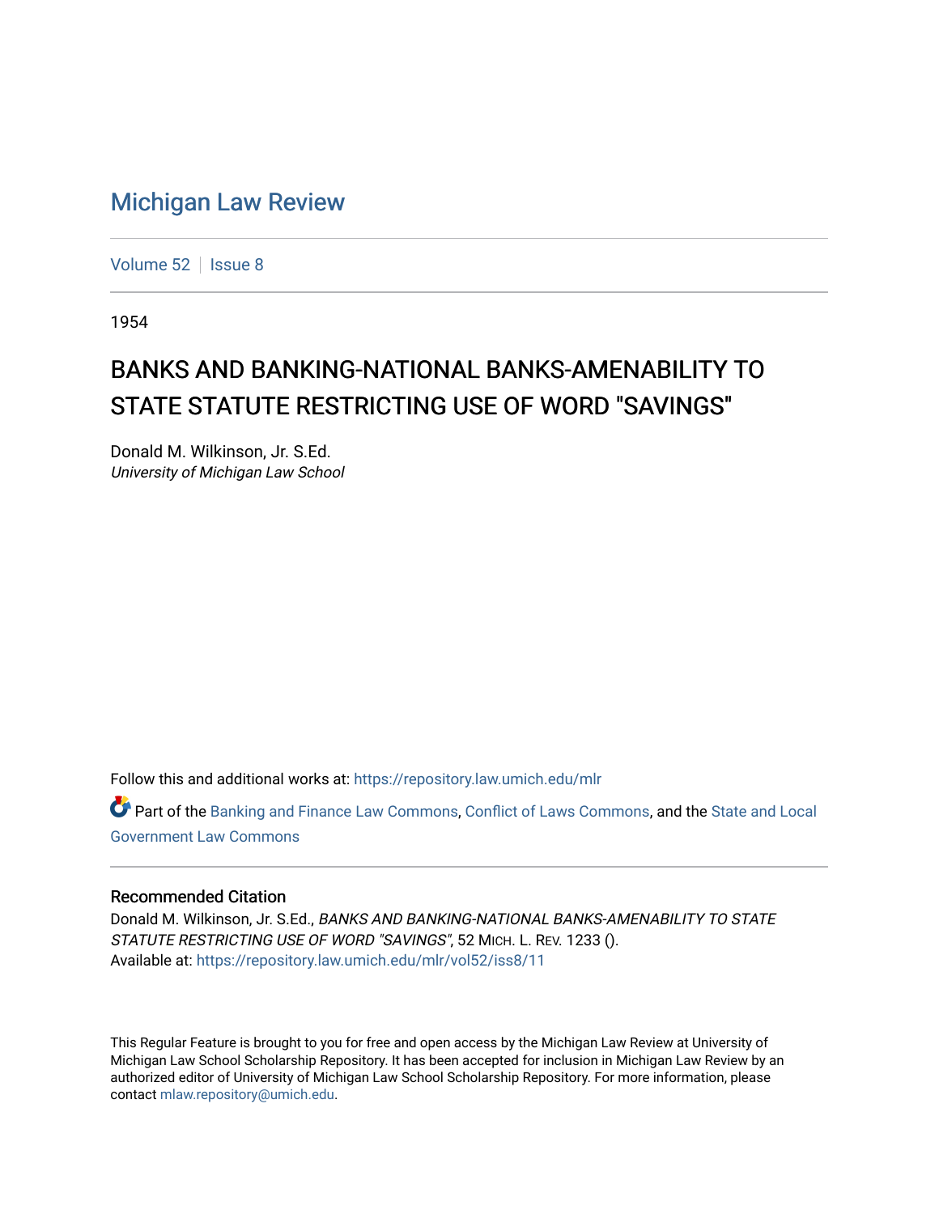# Michigan Law Review

Volume 52 | Issue 8

1954

## BANKS AND BANKING-NATIONAL BANKS-AMENABILITY TO STATE STATUTE RESTRICTING USE OF WORD "SAVINGS"

Donald M. Wilkinson, Jr. S.Ed.
*University of Michigan Law School*

Follow this and additional works at: https://repository.law.umich.edu/mlr

Part of the Banking and Finance Law Commons, Conflict of Laws Commons, and the State and Local Government Law Commons

### Recommended Citation

Donald M. Wilkinson, Jr. S.Ed., *BANKS AND BANKING-NATIONAL BANKS-AMENABILITY TO STATE STATUTE RESTRICTING USE OF WORD "SAVINGS"*, 52 MICH. L. REV. 1233 ().
Available at: https://repository.law.umich.edu/mlr/vol52/iss8/11

This Regular Feature is brought to you for free and open access by the Michigan Law Review at University of Michigan Law School Scholarship Repository. It has been accepted for inclusion in Michigan Law Review by an authorized editor of University of Michigan Law School Scholarship Repository. For more information, please contact mlaw.repository@umich.edu.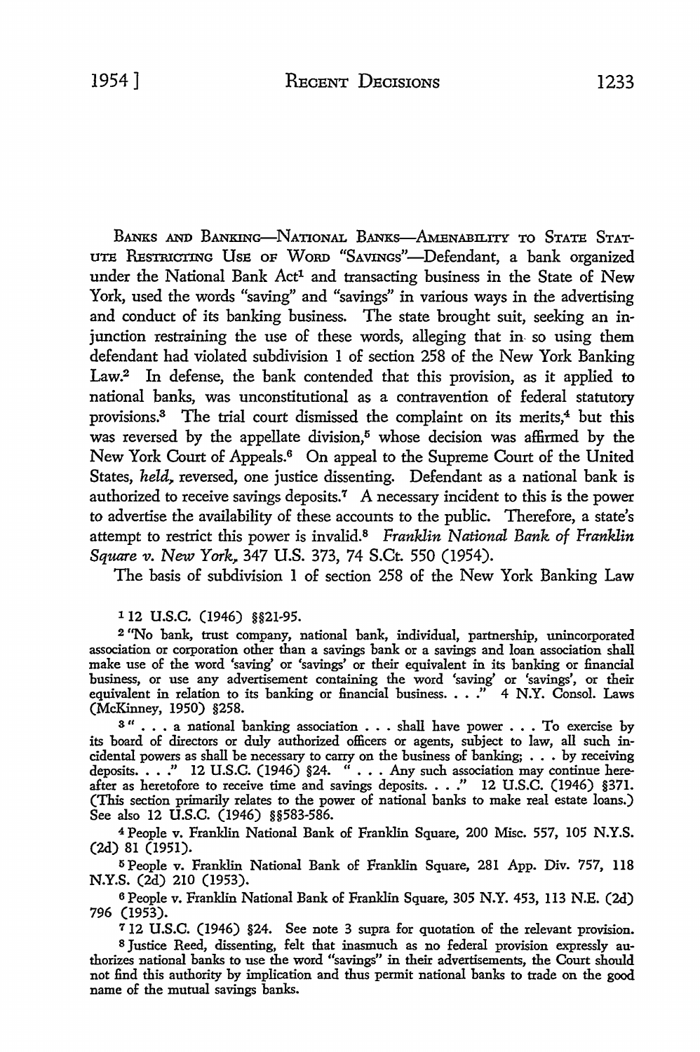BANKS AND BANKING—NATIONAL BANKS—AMENABILITY TO STATE STATUTE RESTRICTING USE OF WORD "SAVINGS"—Defendant, a bank organized under the National Bank Act[1] and transacting business in the State of New York, used the words "saving" and "savings" in various ways in the advertising and conduct of its banking business. The state brought suit, seeking an injunction restraining the use of these words, alleging that in so using them defendant had violated subdivision 1 of section 258 of the New York Banking Law.[2] In defense, the bank contended that this provision, as it applied to national banks, was unconstitutional as a contravention of federal statutory provisions.[3] The trial court dismissed the complaint on its merits,[4] but this was reversed by the appellate division,[5] whose decision was affirmed by the New York Court of Appeals.[6] On appeal to the Supreme Court of the United States, *held*, reversed, one justice dissenting. Defendant as a national bank is authorized to receive savings deposits.[7] A necessary incident to this is the power to advertise the availability of these accounts to the public. Therefore, a state's attempt to restrict this power is invalid.[8] *Franklin National Bank of Franklin Square v. New York*, 347 U.S. 373, 74 S.Ct. 550 (1954).

The basis of subdivision 1 of section 258 of the New York Banking Law

---

[1] 12 U.S.C. (1946) §§21-95.

[2] "No bank, trust company, national bank, individual, partnership, unincorporated association or corporation other than a savings bank or a savings and loan association shall make use of the word 'saving' or 'savings' or their equivalent in its banking or financial business, or use any advertisement containing the word 'saving' or 'savings', or their equivalent in relation to its banking or financial business. . . ." 4 N.Y. Consol. Laws (McKinney, 1950) §258.

[3] " . . . a national banking association . . . shall have power . . . To exercise by its board of directors or duly authorized officers or agents, subject to law, all such incidental powers as shall be necessary to carry on the business of banking; . . . by receiving deposits. . . ." 12 U.S.C. (1946) §24. " . . . Any such association may continue hereafter as heretofore to receive time and savings deposits. . . ." 12 U.S.C. (1946) §371. (This section primarily relates to the power of national banks to make real estate loans.) See also 12 U.S.C. (1946) §§583-586.

[4] People v. Franklin National Bank of Franklin Square, 200 Misc. 557, 105 N.Y.S. (2d) 81 (1951).

[5] People v. Franklin National Bank of Franklin Square, 281 App. Div. 757, 118 N.Y.S. (2d) 210 (1953).

[6] People v. Franklin National Bank of Franklin Square, 305 N.Y. 453, 113 N.E. (2d) 796 (1953).

[7] 12 U.S.C. (1946) §24. See note 3 supra for quotation of the relevant provision.

[8] Justice Reed, dissenting, felt that inasmuch as no federal provision expressly authorizes national banks to use the word "savings" in their advertisements, the Court should not find this authority by implication and thus permit national banks to trade on the good name of the mutual savings banks.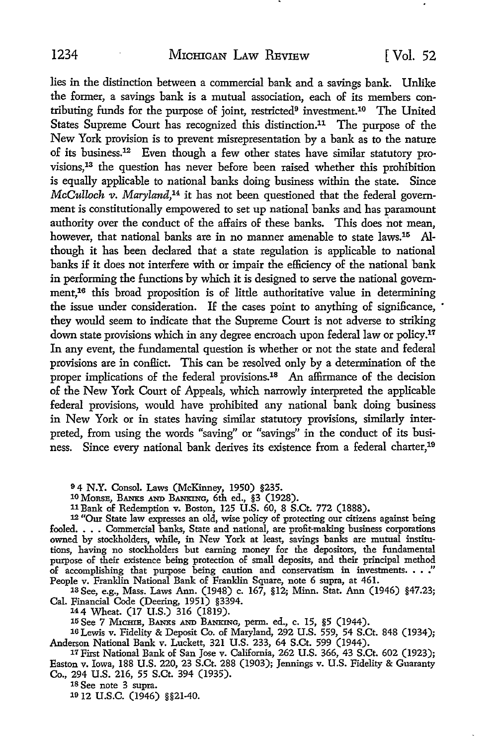lies in the distinction between a commercial bank and a savings bank. Unlike the former, a savings bank is a mutual association, each of its members contributing funds for the purpose of joint, restricted[9] investment.[10] The United States Supreme Court has recognized this distinction.[11] The purpose of the New York provision is to prevent misrepresentation by a bank as to the nature of its business.[12] Even though a few other states have similar statutory provisions,[13] the question has never before been raised whether this prohibition is equally applicable to national banks doing business within the state. Since *McCulloch v. Maryland*,[14] it has not been questioned that the federal government is constitutionally empowered to set up national banks and has paramount authority over the conduct of the affairs of these banks. This does not mean, however, that national banks are in no manner amenable to state laws.[15] Although it has been declared that a state regulation is applicable to national banks if it does not interfere with or impair the efficiency of the national bank in performing the functions by which it is designed to serve the national government,[16] this broad proposition is of little authoritative value in determining the issue under consideration. If the cases point to anything of significance, they would seem to indicate that the Supreme Court is not adverse to striking down state provisions which in any degree encroach upon federal law or policy.[17] In any event, the fundamental question is whether or not the state and federal provisions are in conflict. This can be resolved only by a determination of the proper implications of the federal provisions.[18] An affirmance of the decision of the New York Court of Appeals, which narrowly interpreted the applicable federal provisions, would have prohibited any national bank doing business in New York or in states having similar statutory provisions, similarly interpreted, from using the words "saving" or "savings" in the conduct of its business. Since every national bank derives its existence from a federal charter,[19]

---

[9] 4 N.Y. Consol. Laws (McKinney, 1950) §235.

[10] Morse, Banks and Banking, 6th ed., §3 (1928).

[11] Bank of Redemption v. Boston, 125 U.S. 60, 8 S.Ct. 772 (1888).

[12] "Our State law expresses an old, wise policy of protecting our citizens against being fooled. . . . Commercial banks, State and national, are profit-making business corporations owned by stockholders, while, in New York at least, savings banks are mutual institutions, having no stockholders but earning money for the depositors, the fundamental purpose of their existence being protection of small deposits, and their principal method of accomplishing that purpose being caution and conservatism in investments. . . ." People v. Franklin National Bank of Franklin Square, note 6 supra, at 461.

[13] See, e.g., Mass. Laws Ann. (1948) c. 167, §12; Minn. Stat. Ann (1946) §47.23; Cal. Financial Code (Deering, 1951) §3394.

[14] 4 Wheat. (17 U.S.) 316 (1819).

[15] See 7 Michie, Banks and Banking, perm. ed., c. 15, §5 (1944).

[16] Lewis v. Fidelity & Deposit Co. of Maryland, 292 U.S. 559, 54 S.Ct. 848 (1934); Anderson National Bank v. Luckett, 321 U.S. 233, 64 S.Ct. 599 (1944).

[17] First National Bank of San Jose v. California, 262 U.S. 366, 43 S.Ct. 602 (1923); Easton v. Iowa, 188 U.S. 220, 23 S.Ct. 288 (1903); Jennings v. U.S. Fidelity & Guaranty Co., 294 U.S. 216, 55 S.Ct. 394 (1935).

[18] See note 3 supra.

[19] 12 U.S.C. (1946) §§21-40.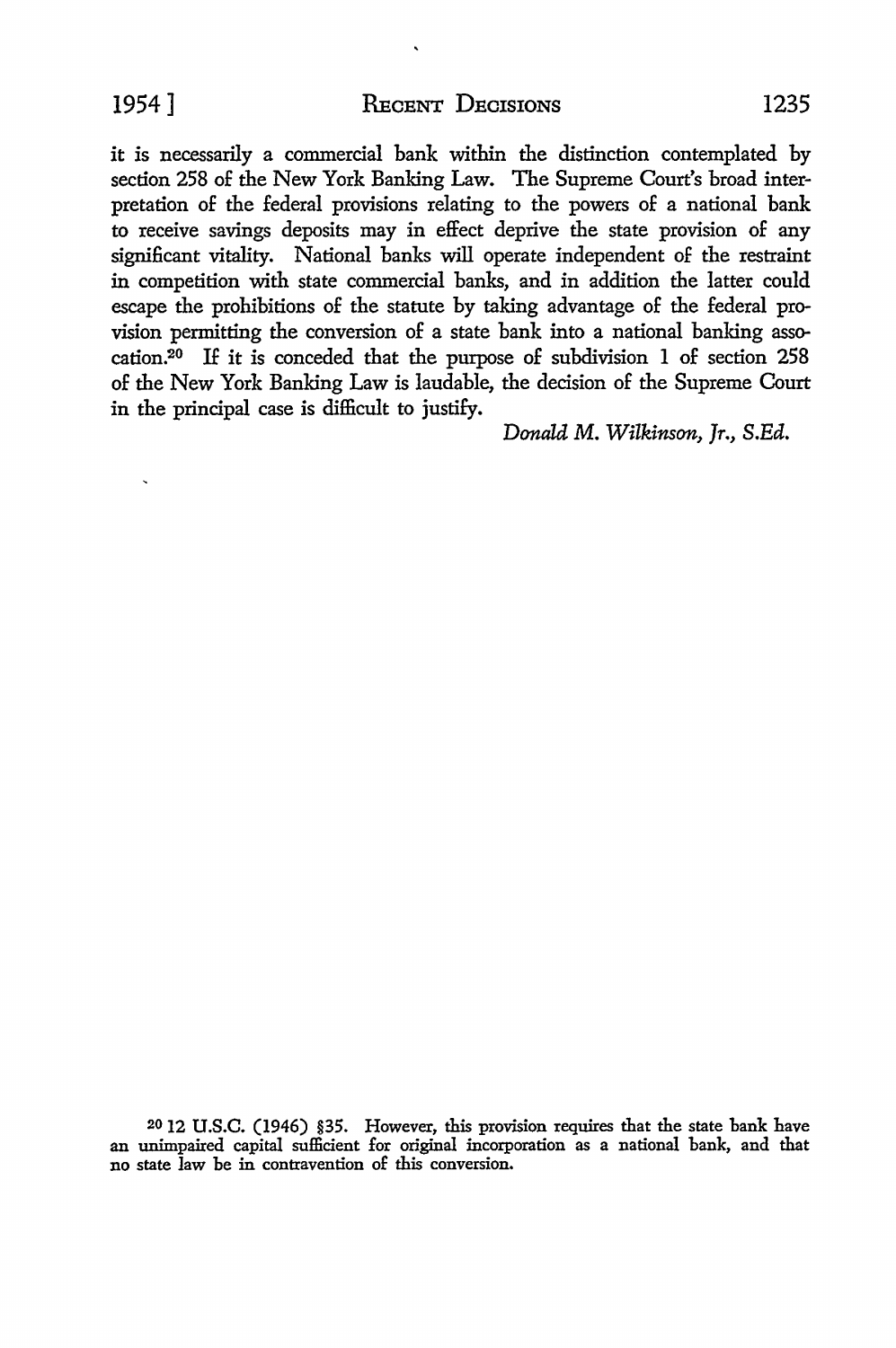it is necessarily a commercial bank within the distinction contemplated by section 258 of the New York Banking Law. The Supreme Court's broad interpretation of the federal provisions relating to the powers of a national bank to receive savings deposits may in effect deprive the state provision of any significant vitality. National banks will operate independent of the restraint in competition with state commercial banks, and in addition the latter could escape the prohibitions of the statute by taking advantage of the federal provision permitting the conversion of a state bank into a national banking assocation.[20] If it is conceded that the purpose of subdivision 1 of section 258 of the New York Banking Law is laudable, the decision of the Supreme Court in the principal case is difficult to justify.

*Donald M. Wilkinson, Jr., S.Ed.*

---

[20] 12 U.S.C. (1946) §35. However, this provision requires that the state bank have an unimpaired capital sufficient for original incorporation as a national bank, and that no state law be in contravention of this conversion.